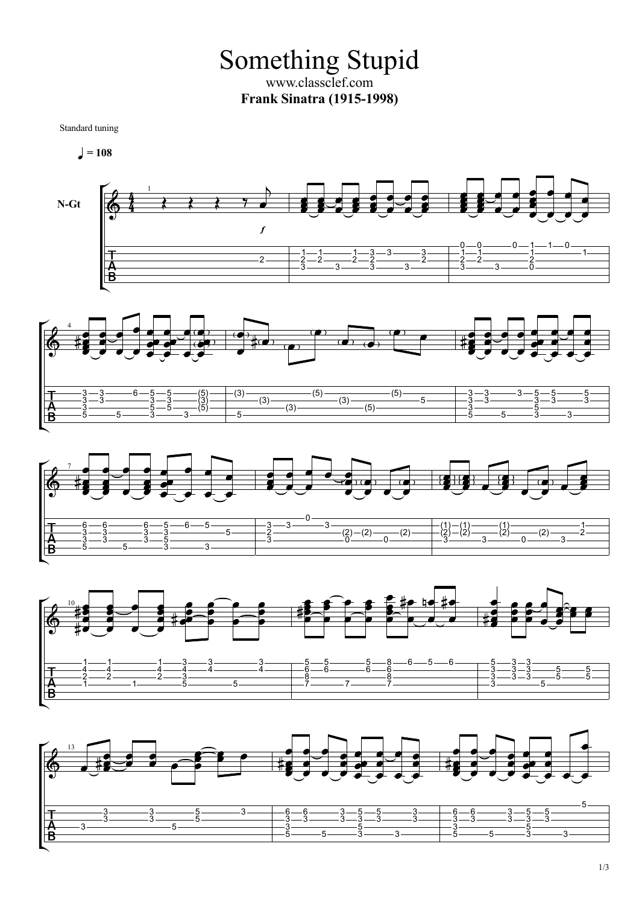# Something Stupid

www.classclef.com

**Frank Sinatra (1915-1998)**

Standard tuning

♩ = 108

N-Gt